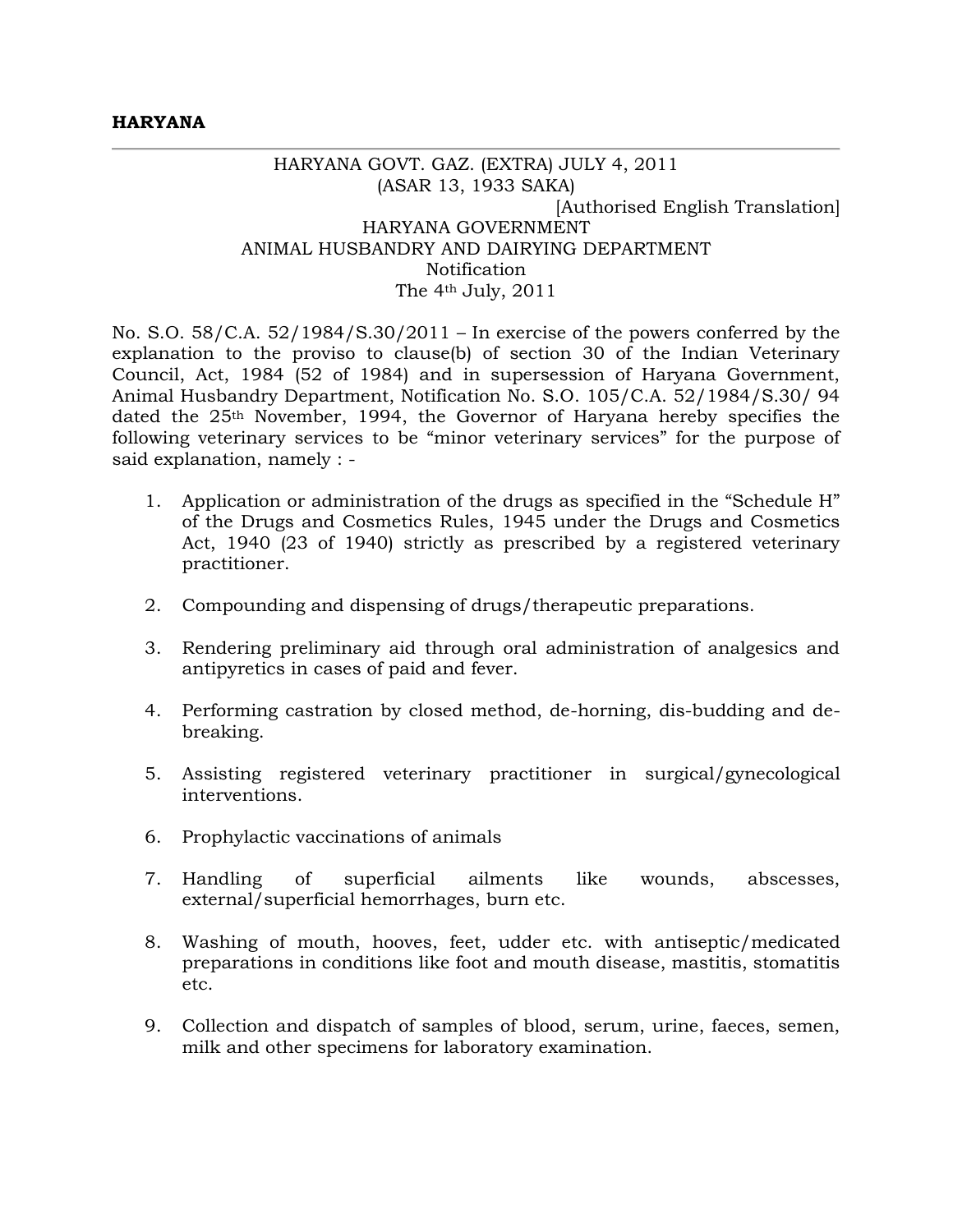**HARYANA**

---

HARYANA GOVT. GAZ. (EXTRA) JULY 4, 2011
(ASAR 13, 1933 SAKA)

[Authorised English Translation]

HARYANA GOVERNMENT
ANIMAL HUSBANDRY AND DAIRYING DEPARTMENT
Notification
The 4th July, 2011

No. S.O. 58/C.A. 52/1984/S.30/2011 – In exercise of the powers conferred by the explanation to the proviso to clause(b) of section 30 of the Indian Veterinary Council, Act, 1984 (52 of 1984) and in supersession of Haryana Government, Animal Husbandry Department, Notification No. S.O. 105/C.A. 52/1984/S.30/ 94 dated the 25th November, 1994, the Governor of Haryana hereby specifies the following veterinary services to be "minor veterinary services" for the purpose of said explanation, namely : -

1. Application or administration of the drugs as specified in the "Schedule H" of the Drugs and Cosmetics Rules, 1945 under the Drugs and Cosmetics Act, 1940 (23 of 1940) strictly as prescribed by a registered veterinary practitioner.

2. Compounding and dispensing of drugs/therapeutic preparations.

3. Rendering preliminary aid through oral administration of analgesics and antipyretics in cases of paid and fever.

4. Performing castration by closed method, de-horning, dis-budding and de-breaking.

5. Assisting registered veterinary practitioner in surgical/gynecological interventions.

6. Prophylactic vaccinations of animals

7. Handling of superficial ailments like wounds, abscesses, external/superficial hemorrhages, burn etc.

8. Washing of mouth, hooves, feet, udder etc. with antiseptic/medicated preparations in conditions like foot and mouth disease, mastitis, stomatitis etc.

9. Collection and dispatch of samples of blood, serum, urine, faeces, semen, milk and other specimens for laboratory examination.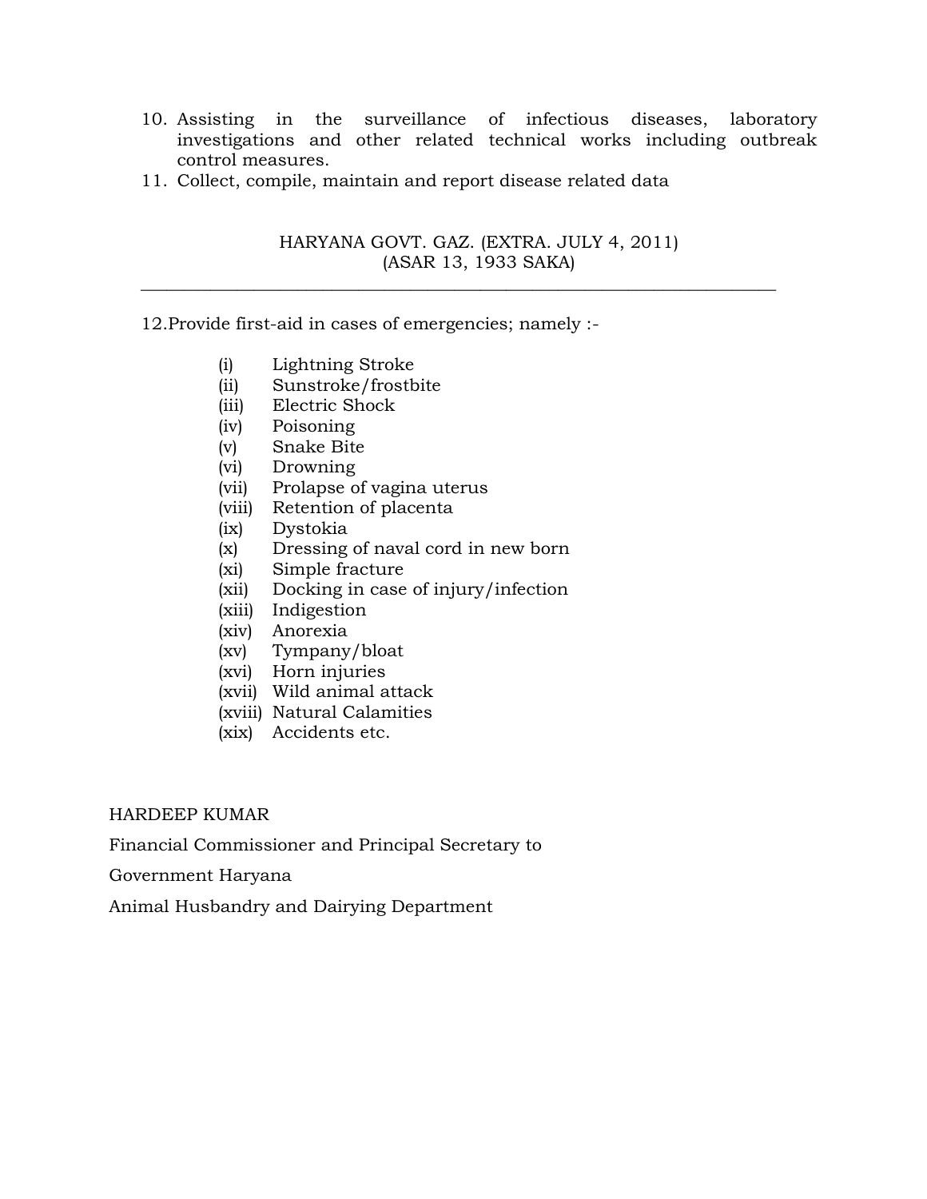10. Assisting in the surveillance of infectious diseases, laboratory investigations and other related technical works including outbreak control measures.
11. Collect, compile, maintain and report disease related data

12. Provide first-aid in cases of emergencies; namely :-

    - (i) Lightning Stroke
    - (ii) Sunstroke/frostbite
    - (iii) Electric Shock
    - (iv) Poisoning
    - (v) Snake Bite
    - (vi) Drowning
    - (vii) Prolapse of vagina uterus
    - (viii) Retention of placenta
    - (ix) Dystokia
    - (x) Dressing of naval cord in new born
    - (xi) Simple fracture
    - (xii) Docking in case of injury/infection
    - (xiii) Indigestion
    - (xiv) Anorexia
    - (xv) Tympany/bloat
    - (xvi) Horn injuries
    - (xvii) Wild animal attack
    - (xviii) Natural Calamities
    - (xix) Accidents etc.

HARDEEP KUMAR

Financial Commissioner and Principal Secretary to

Government Haryana

Animal Husbandry and Dairying Department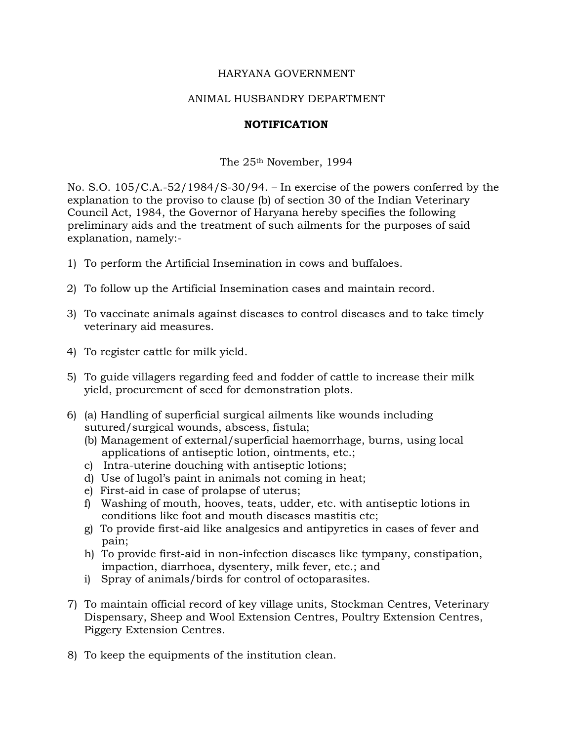HARYANA GOVERNMENT

ANIMAL HUSBANDRY DEPARTMENT

**NOTIFICATION**

The 25th November, 1994

No. S.O. 105/C.A.-52/1984/S-30/94. – In exercise of the powers conferred by the explanation to the proviso to clause (b) of section 30 of the Indian Veterinary Council Act, 1984, the Governor of Haryana hereby specifies the following preliminary aids and the treatment of such ailments for the purposes of said explanation, namely:-

1) To perform the Artificial Insemination in cows and buffaloes.

2) To follow up the Artificial Insemination cases and maintain record.

3) To vaccinate animals against diseases to control diseases and to take timely veterinary aid measures.

4) To register cattle for milk yield.

5) To guide villagers regarding feed and fodder of cattle to increase their milk yield, procurement of seed for demonstration plots.

6) (a) Handling of superficial surgical ailments like wounds including sutured/surgical wounds, abscess, fistula;
   (b) Management of external/superficial haemorrhage, burns, using local applications of antiseptic lotion, ointments, etc.;
   c) Intra-uterine douching with antiseptic lotions;
   d) Use of lugol's paint in animals not coming in heat;
   e) First-aid in case of prolapse of uterus;
   f) Washing of mouth, hooves, teats, udder, etc. with antiseptic lotions in conditions like foot and mouth diseases mastitis etc;
   g) To provide first-aid like analgesics and antipyretics in cases of fever and pain;
   h) To provide first-aid in non-infection diseases like tympany, constipation, impaction, diarrhoea, dysentery, milk fever, etc.; and
   i) Spray of animals/birds for control of octoparasites.

7) To maintain official record of key village units, Stockman Centres, Veterinary Dispensary, Sheep and Wool Extension Centres, Poultry Extension Centres, Piggery Extension Centres.

8) To keep the equipments of the institution clean.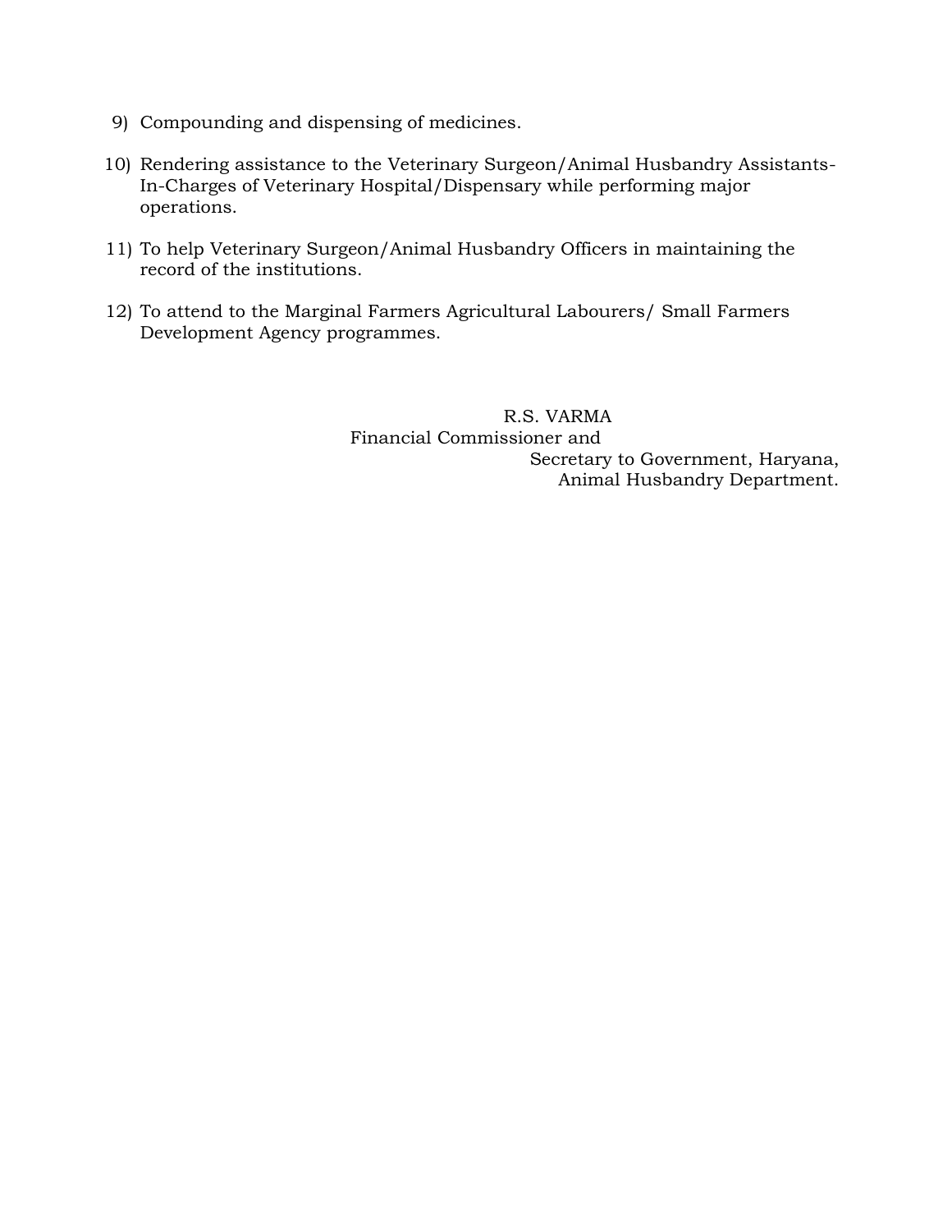9) Compounding and dispensing of medicines.

10) Rendering assistance to the Veterinary Surgeon/Animal Husbandry Assistants-In-Charges of Veterinary Hospital/Dispensary while performing major operations.

11) To help Veterinary Surgeon/Animal Husbandry Officers in maintaining the record of the institutions.

12) To attend to the Marginal Farmers Agricultural Labourers/ Small Farmers Development Agency programmes.

R.S. VARMA  
Financial Commissioner and  
Secretary to Government, Haryana,  
Animal Husbandry Department.